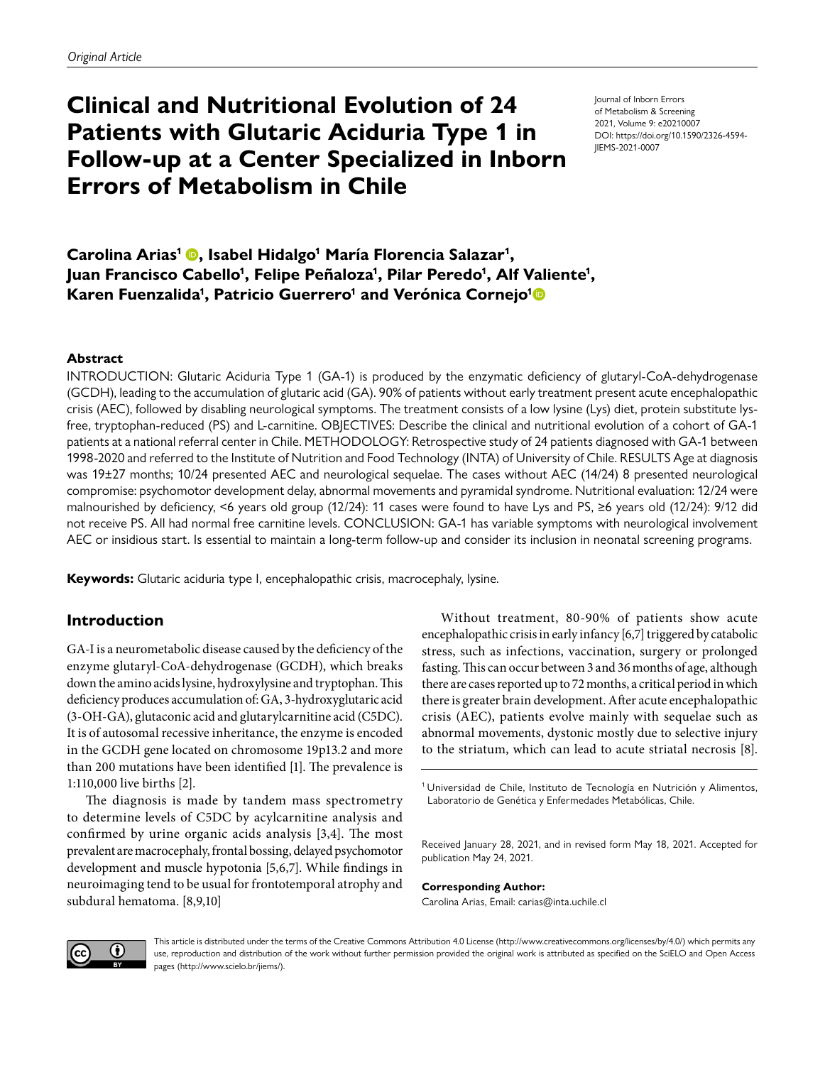*Original Article*

# Clinical and Nutritional Evolution of 24 Patients with Glutaric Aciduria Type 1 in Follow-up at a Center Specialized in Inborn Errors of Metabolism in Chile

Journal of Inborn Errors of Metabolism & Screening
2021, Volume 9: e20210007
DOI: https://doi.org/10.1590/2326-4594-JIEMS-2021-0007

**Carolina Arias[1], Isabel Hidalgo[1] María Florencia Salazar[1], Juan Francisco Cabello[1], Felipe Peñaloza[1], Pilar Peredo[1], Alf Valiente[1], Karen Fuenzalida[1], Patricio Guerrero[1] and Verónica Cornejo[1]**

### Abstract

INTRODUCTION: Glutaric Aciduria Type 1 (GA-1) is produced by the enzymatic deficiency of glutaryl-CoA-dehydrogenase (GCDH), leading to the accumulation of glutaric acid (GA). 90% of patients without early treatment present acute encephalopathic crisis (AEC), followed by disabling neurological symptoms. The treatment consists of a low lysine (Lys) diet, protein substitute lys-free, tryptophan-reduced (PS) and L-carnitine. OBJECTIVES: Describe the clinical and nutritional evolution of a cohort of GA-1 patients at a national referral center in Chile. METHODOLOGY: Retrospective study of 24 patients diagnosed with GA-1 between 1998-2020 and referred to the Institute of Nutrition and Food Technology (INTA) of University of Chile. RESULTS Age at diagnosis was 19±27 months; 10/24 presented AEC and neurological sequelae. The cases without AEC (14/24) 8 presented neurological compromise: psychomotor development delay, abnormal movements and pyramidal syndrome. Nutritional evaluation: 12/24 were malnourished by deficiency, <6 years old group (12/24): 11 cases were found to have Lys and PS, ≥6 years old (12/24): 9/12 did not receive PS. All had normal free carnitine levels. CONCLUSION: GA-1 has variable symptoms with neurological involvement AEC or insidious start. Is essential to maintain a long-term follow-up and consider its inclusion in neonatal screening programs.

**Keywords:** Glutaric aciduria type I, encephalopathic crisis, macrocephaly, lysine.

## Introduction

GA-I is a neurometabolic disease caused by the deficiency of the enzyme glutaryl-CoA-dehydrogenase (GCDH), which breaks down the amino acids lysine, hydroxylysine and tryptophan. This deficiency produces accumulation of: GA, 3-hydroxyglutaric acid (3-OH-GA), glutaconic acid and glutarylcarnitine acid (C5DC). It is of autosomal recessive inheritance, the enzyme is encoded in the GCDH gene located on chromosome 19p13.2 and more than 200 mutations have been identified [1]. The prevalence is 1:110,000 live births [2].

The diagnosis is made by tandem mass spectrometry to determine levels of C5DC by acylcarnitine analysis and confirmed by urine organic acids analysis [3,4]. The most prevalent are macrocephaly, frontal bossing, delayed psychomotor development and muscle hypotonia [5,6,7]. While findings in neuroimaging tend to be usual for frontotemporal atrophy and subdural hematoma. [8,9,10]

Without treatment, 80-90% of patients show acute encephalopathic crisis in early infancy [6,7] triggered by catabolic stress, such as infections, vaccination, surgery or prolonged fasting. This can occur between 3 and 36 months of age, although there are cases reported up to 72 months, a critical period in which there is greater brain development. After acute encephalopathic crisis (AEC), patients evolve mainly with sequelae such as abnormal movements, dystonic mostly due to selective injury to the striatum, which can lead to acute striatal necrosis [8].

[1] Universidad de Chile, Instituto de Tecnología en Nutrición y Alimentos, Laboratorio de Genética y Enfermedades Metabólicas, Chile.

Received January 28, 2021, and in revised form May 18, 2021. Accepted for publication May 24, 2021.

**Corresponding Author:**
Carolina Arias, Email: carias@inta.uchile.cl

This article is distributed under the terms of the Creative Commons Attribution 4.0 License (http://www.creativecommons.org/licenses/by/4.0/) which permits any use, reproduction and distribution of the work without further permission provided the original work is attributed as specified on the SciELO and Open Access pages (http://www.scielo.br/jiems/).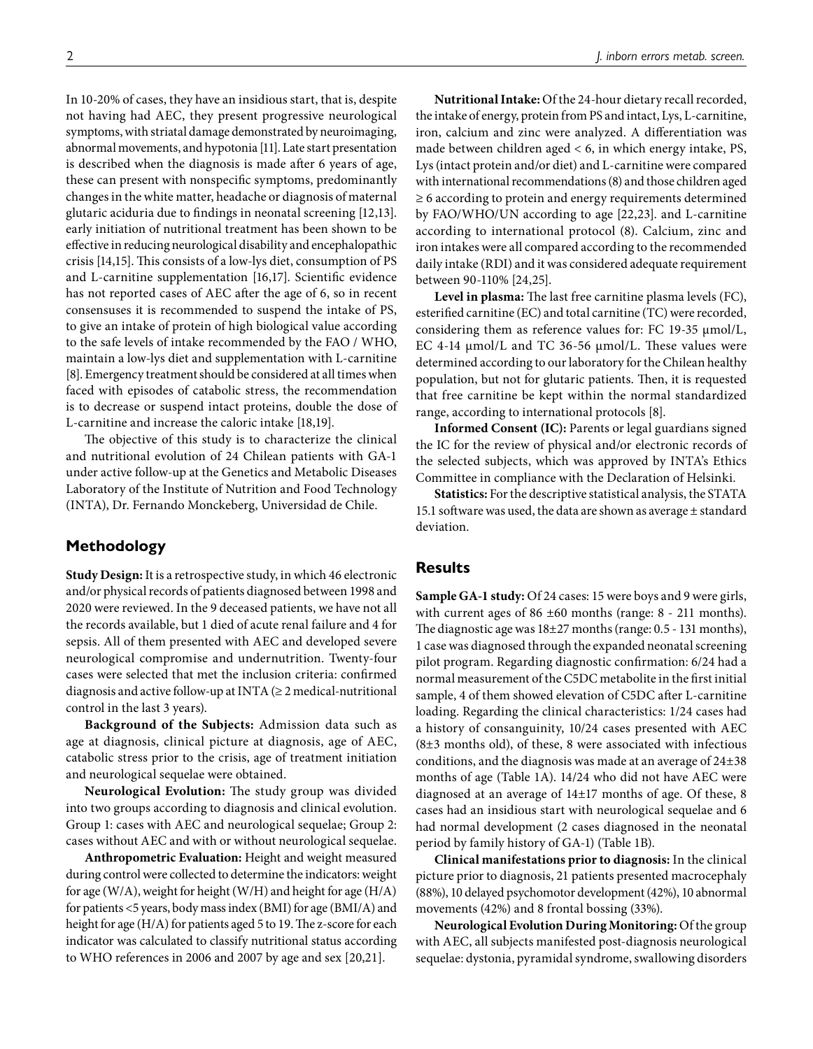In 10-20% of cases, they have an insidious start, that is, despite not having had AEC, they present progressive neurological symptoms, with striatal damage demonstrated by neuroimaging, abnormal movements, and hypotonia [11]. Late start presentation is described when the diagnosis is made after 6 years of age, these can present with nonspecific symptoms, predominantly changes in the white matter, headache or diagnosis of maternal glutaric aciduria due to findings in neonatal screening [12,13]. early initiation of nutritional treatment has been shown to be effective in reducing neurological disability and encephalopathic crisis [14,15]. This consists of a low-lys diet, consumption of PS and L-carnitine supplementation [16,17]. Scientific evidence has not reported cases of AEC after the age of 6, so in recent consensuses it is recommended to suspend the intake of PS, to give an intake of protein of high biological value according to the safe levels of intake recommended by the FAO / WHO, maintain a low-lys diet and supplementation with L-carnitine [8]. Emergency treatment should be considered at all times when faced with episodes of catabolic stress, the recommendation is to decrease or suspend intact proteins, double the dose of L-carnitine and increase the caloric intake [18,19].

The objective of this study is to characterize the clinical and nutritional evolution of 24 Chilean patients with GA-1 under active follow-up at the Genetics and Metabolic Diseases Laboratory of the Institute of Nutrition and Food Technology (INTA), Dr. Fernando Monckeberg, Universidad de Chile.

## Methodology

**Study Design:** It is a retrospective study, in which 46 electronic and/or physical records of patients diagnosed between 1998 and 2020 were reviewed. In the 9 deceased patients, we have not all the records available, but 1 died of acute renal failure and 4 for sepsis. All of them presented with AEC and developed severe neurological compromise and undernutrition. Twenty-four cases were selected that met the inclusion criteria: confirmed diagnosis and active follow-up at INTA (≥ 2 medical-nutritional control in the last 3 years).

**Background of the Subjects:** Admission data such as age at diagnosis, clinical picture at diagnosis, age of AEC, catabolic stress prior to the crisis, age of treatment initiation and neurological sequelae were obtained.

**Neurological Evolution:** The study group was divided into two groups according to diagnosis and clinical evolution. Group 1: cases with AEC and neurological sequelae; Group 2: cases without AEC and with or without neurological sequelae.

**Anthropometric Evaluation:** Height and weight measured during control were collected to determine the indicators: weight for age (W/A), weight for height (W/H) and height for age (H/A) for patients <5 years, body mass index (BMI) for age (BMI/A) and height for age (H/A) for patients aged 5 to 19. The z-score for each indicator was calculated to classify nutritional status according to WHO references in 2006 and 2007 by age and sex [20,21].

**Nutritional Intake:** Of the 24-hour dietary recall recorded, the intake of energy, protein from PS and intact, Lys, L-carnitine, iron, calcium and zinc were analyzed. A differentiation was made between children aged < 6, in which energy intake, PS, Lys (intact protein and/or diet) and L-carnitine were compared with international recommendations (8) and those children aged ≥ 6 according to protein and energy requirements determined by FAO/WHO/UN according to age [22,23]. and L-carnitine according to international protocol (8). Calcium, zinc and iron intakes were all compared according to the recommended daily intake (RDI) and it was considered adequate requirement between 90-110% [24,25].

**Level in plasma:** The last free carnitine plasma levels (FC), esterified carnitine (EC) and total carnitine (TC) were recorded, considering them as reference values for: FC 19-35 μmol/L, EC 4-14 μmol/L and TC 36-56 μmol/L. These values were determined according to our laboratory for the Chilean healthy population, but not for glutaric patients. Then, it is requested that free carnitine be kept within the normal standardized range, according to international protocols [8].

**Informed Consent (IC):** Parents or legal guardians signed the IC for the review of physical and/or electronic records of the selected subjects, which was approved by INTA's Ethics Committee in compliance with the Declaration of Helsinki.

**Statistics:** For the descriptive statistical analysis, the STATA 15.1 software was used, the data are shown as average ± standard deviation.

## Results

**Sample GA-1 study:** Of 24 cases: 15 were boys and 9 were girls, with current ages of 86 ±60 months (range: 8 - 211 months). The diagnostic age was 18±27 months (range: 0.5 - 131 months), 1 case was diagnosed through the expanded neonatal screening pilot program. Regarding diagnostic confirmation: 6/24 had a normal measurement of the C5DC metabolite in the first initial sample, 4 of them showed elevation of C5DC after L-carnitine loading. Regarding the clinical characteristics: 1/24 cases had a history of consanguinity, 10/24 cases presented with AEC (8±3 months old), of these, 8 were associated with infectious conditions, and the diagnosis was made at an average of 24±38 months of age (Table 1A). 14/24 who did not have AEC were diagnosed at an average of 14±17 months of age. Of these, 8 cases had an insidious start with neurological sequelae and 6 had normal development (2 cases diagnosed in the neonatal period by family history of GA-1) (Table 1B).

**Clinical manifestations prior to diagnosis:** In the clinical picture prior to diagnosis, 21 patients presented macrocephaly (88%), 10 delayed psychomotor development (42%), 10 abnormal movements (42%) and 8 frontal bossing (33%).

**Neurological Evolution During Monitoring:** Of the group with AEC, all subjects manifested post-diagnosis neurological sequelae: dystonia, pyramidal syndrome, swallowing disorders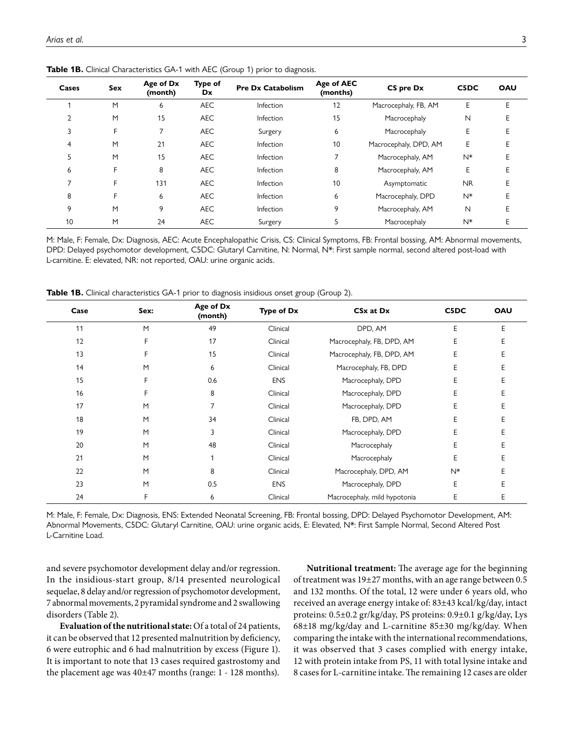**Table 1B.** Clinical Characteristics GA-1 with AEC (Group 1) prior to diagnosis.

| Cases | Sex | Age of Dx (month) | Type of Dx | Pre Dx Catabolism | Age of AEC (months) | CS pre Dx | C5DC | OAU |
|---|---|---|---|---|---|---|---|---|
| 1 | M | 6 | AEC | Infection | 12 | Macrocephaly, FB, AM | E | E |
| 2 | M | 15 | AEC | Infection | 15 | Macrocephaly | N | E |
| 3 | F | 7 | AEC | Surgery | 6 | Macrocephaly | E | E |
| 4 | M | 21 | AEC | Infection | 10 | Macrocephaly, DPD, AM | E | E |
| 5 | M | 15 | AEC | Infection | 7 | Macrocephaly, AM | N* | E |
| 6 | F | 8 | AEC | Infection | 8 | Macrocephaly, AM | E | E |
| 7 | F | 131 | AEC | Infection | 10 | Asymptomatic | NR | E |
| 8 | F | 6 | AEC | Infection | 6 | Macrocephaly, DPD | N* | E |
| 9 | M | 9 | AEC | Infection | 9 | Macrocephaly, AM | N | E |
| 10 | M | 24 | AEC | Surgery | 5 | Macrocephaly | N* | E |

M: Male, F: Female, Dx: Diagnosis, AEC: Acute Encephalopathic Crisis, CS: Clinical Symptoms, FB: Frontal bossing, AM: Abnormal movements, DPD: Delayed psychomotor development, C5DC: Glutaryl Carnitine, N: Normal, N*: First sample normal, second altered post-load with L-carnitine. E: elevated, NR: not reported, OAU: urine organic acids.

**Table 1B.** Clinical characteristics GA-1 prior to diagnosis insidious onset group (Group 2).

| Case | Sex: | Age of Dx (month) | Type of Dx | CSx at Dx | C5DC | OAU |
|---|---|---|---|---|---|---|
| 11 | M | 49 | Clinical | DPD, AM | E | E |
| 12 | F | 17 | Clinical | Macrocephaly, FB, DPD, AM | E | E |
| 13 | F | 15 | Clinical | Macrocephaly, FB, DPD, AM | E | E |
| 14 | M | 6 | Clinical | Macrocephaly, FB, DPD | E | E |
| 15 | F | 0.6 | ENS | Macrocephaly, DPD | E | E |
| 16 | F | 8 | Clinical | Macrocephaly, DPD | E | E |
| 17 | M | 7 | Clinical | Macrocephaly, DPD | E | E |
| 18 | M | 34 | Clinical | FB, DPD, AM | E | E |
| 19 | M | 3 | Clinical | Macrocephaly, DPD | E | E |
| 20 | M | 48 | Clinical | Macrocephaly | E | E |
| 21 | M | 1 | Clinical | Macrocephaly | E | E |
| 22 | M | 8 | Clinical | Macrocephaly, DPD, AM | N* | E |
| 23 | M | 0.5 | ENS | Macrocephaly, DPD | E | E |
| 24 | F | 6 | Clinical | Macrocephaly, mild hypotonia | E | E |

M: Male, F: Female, Dx: Diagnosis, ENS: Extended Neonatal Screening, FB: Frontal bossing, DPD: Delayed Psychomotor Development, AM: Abnormal Movements, C5DC: Glutaryl Carnitine, OAU: urine organic acids, E: Elevated, N*: First Sample Normal, Second Altered Post L-Carnitine Load.

and severe psychomotor development delay and/or regression. In the insidious-start group, 8/14 presented neurological sequelae, 8 delay and/or regression of psychomotor development, 7 abnormal movements, 2 pyramidal syndrome and 2 swallowing disorders (Table 2).

**Evaluation of the nutritional state:** Of a total of 24 patients, it can be observed that 12 presented malnutrition by deficiency, 6 were eutrophic and 6 had malnutrition by excess (Figure 1). It is important to note that 13 cases required gastrostomy and the placement age was 40±47 months (range: 1 - 128 months).

**Nutritional treatment:** The average age for the beginning of treatment was 19±27 months, with an age range between 0.5 and 132 months. Of the total, 12 were under 6 years old, who received an average energy intake of: 83±43 kcal/kg/day, intact proteins: 0.5±0.2 gr/kg/day, PS proteins: 0.9±0.1 g/kg/day, Lys 68±18 mg/kg/day and L-carnitine 85±30 mg/kg/day. When comparing the intake with the international recommendations, it was observed that 3 cases complied with energy intake, 12 with protein intake from PS, 11 with total lysine intake and 8 cases for L-carnitine intake. The remaining 12 cases are older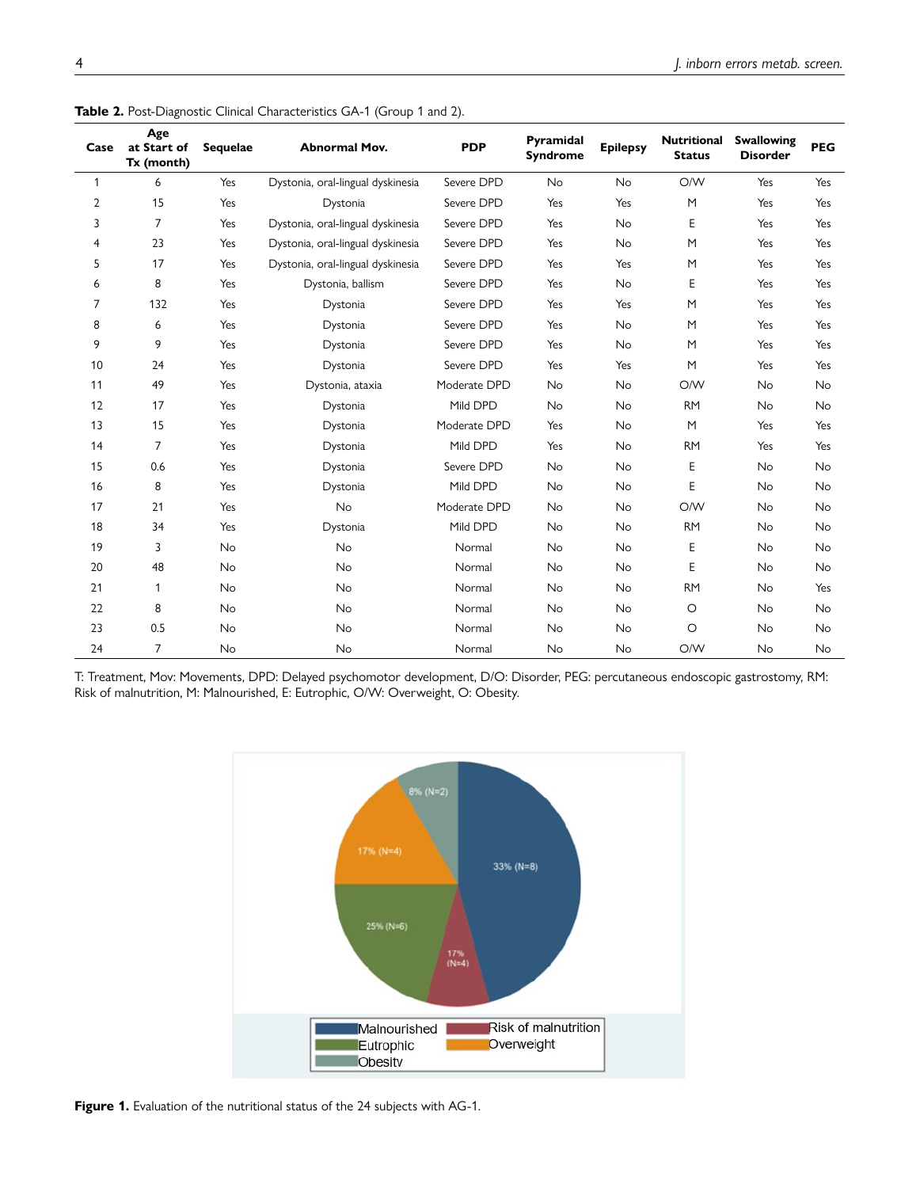**Table 2.** Post-Diagnostic Clinical Characteristics GA-1 (Group 1 and 2).

| Case | Age at Start of Tx (month) | Sequelae | Abnormal Mov. | PDP | Pyramidal Syndrome | Epilepsy | Nutritional Status | Swallowing Disorder | PEG |
|---|---|---|---|---|---|---|---|---|---|
| 1 | 6 | Yes | Dystonia, oral-lingual dyskinesia | Severe DPD | No | No | O/W | Yes | Yes |
| 2 | 15 | Yes | Dystonia | Severe DPD | Yes | Yes | M | Yes | Yes |
| 3 | 7 | Yes | Dystonia, oral-lingual dyskinesia | Severe DPD | Yes | No | E | Yes | Yes |
| 4 | 23 | Yes | Dystonia, oral-lingual dyskinesia | Severe DPD | Yes | No | M | Yes | Yes |
| 5 | 17 | Yes | Dystonia, oral-lingual dyskinesia | Severe DPD | Yes | Yes | M | Yes | Yes |
| 6 | 8 | Yes | Dystonia, ballism | Severe DPD | Yes | No | E | Yes | Yes |
| 7 | 132 | Yes | Dystonia | Severe DPD | Yes | Yes | M | Yes | Yes |
| 8 | 6 | Yes | Dystonia | Severe DPD | Yes | No | M | Yes | Yes |
| 9 | 9 | Yes | Dystonia | Severe DPD | Yes | No | M | Yes | Yes |
| 10 | 24 | Yes | Dystonia | Severe DPD | Yes | Yes | M | Yes | Yes |
| 11 | 49 | Yes | Dystonia, ataxia | Moderate DPD | No | No | O/W | No | No |
| 12 | 17 | Yes | Dystonia | Mild DPD | No | No | RM | No | No |
| 13 | 15 | Yes | Dystonia | Moderate DPD | Yes | No | M | Yes | Yes |
| 14 | 7 | Yes | Dystonia | Mild DPD | Yes | No | RM | Yes | Yes |
| 15 | 0.6 | Yes | Dystonia | Severe DPD | No | No | E | No | No |
| 16 | 8 | Yes | Dystonia | Mild DPD | No | No | E | No | No |
| 17 | 21 | Yes | No | Moderate DPD | No | No | O/W | No | No |
| 18 | 34 | Yes | Dystonia | Mild DPD | No | No | RM | No | No |
| 19 | 3 | No | No | Normal | No | No | E | No | No |
| 20 | 48 | No | No | Normal | No | No | E | No | No |
| 21 | 1 | No | No | Normal | No | No | RM | No | Yes |
| 22 | 8 | No | No | Normal | No | No | O | No | No |
| 23 | 0.5 | No | No | Normal | No | No | O | No | No |
| 24 | 7 | No | No | Normal | No | No | O/W | No | No |

T: Treatment, Mov: Movements, DPD: Delayed psychomotor development, D/O: Disorder, PEG: percutaneous endoscopic gastrostomy, RM: Risk of malnutrition, M: Malnourished, E: Eutrophic, O/W: Overweight, O: Obesity.

**Figure 1.** Evaluation of the nutritional status of the 24 subjects with AG-1.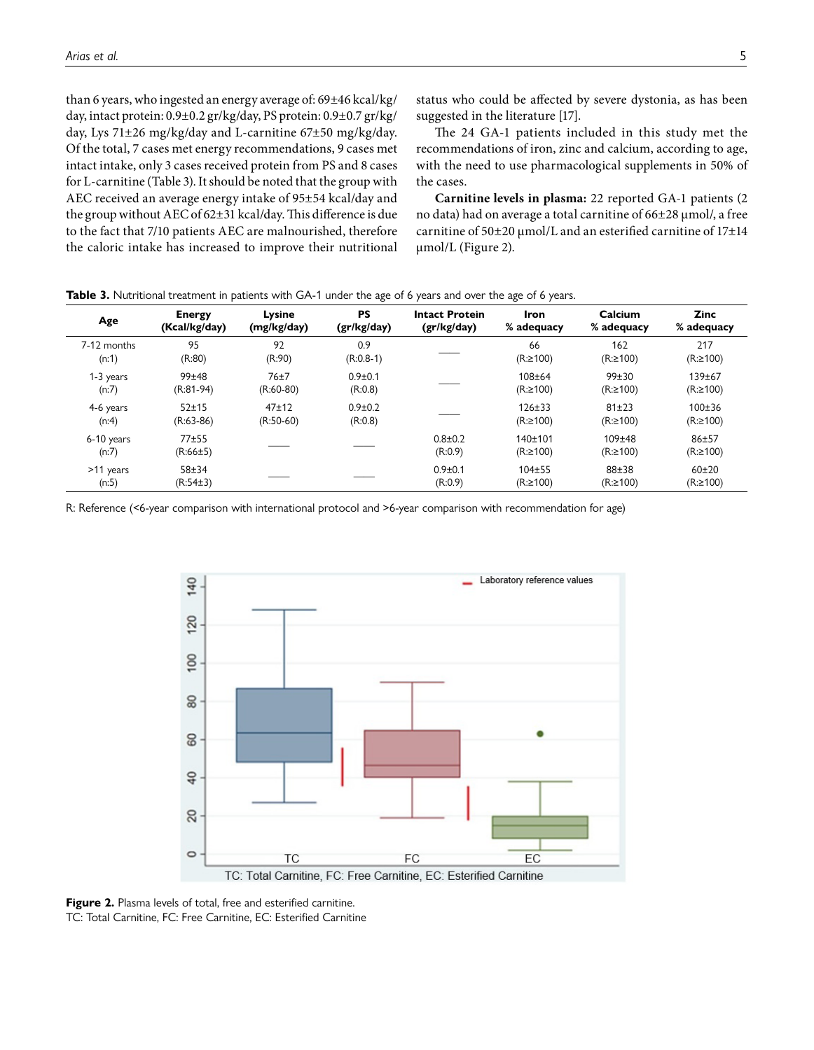than 6 years, who ingested an energy average of: 69±46 kcal/kg/day, intact protein: 0.9±0.2 gr/kg/day, PS protein: 0.9±0.7 gr/kg/day, Lys 71±26 mg/kg/day and L-carnitine 67±50 mg/kg/day. Of the total, 7 cases met energy recommendations, 9 cases met intact intake, only 3 cases received protein from PS and 8 cases for L-carnitine (Table 3). It should be noted that the group with AEC received an average energy intake of 95±54 kcal/day and the group without AEC of 62±31 kcal/day. This difference is due to the fact that 7/10 patients AEC are malnourished, therefore the caloric intake has increased to improve their nutritional status who could be affected by severe dystonia, as has been suggested in the literature [17].

The 24 GA-1 patients included in this study met the recommendations of iron, zinc and calcium, according to age, with the need to use pharmacological supplements in 50% of the cases.

**Carnitine levels in plasma:** 22 reported GA-1 patients (2 no data) had on average a total carnitine of 66±28 μmol/, a free carnitine of 50±20 μmol/L and an esterified carnitine of 17±14 μmol/L (Figure 2).

**Table 3.** Nutritional treatment in patients with GA-1 under the age of 6 years and over the age of 6 years.

| Age | Energy (Kcal/kg/day) | Lysine (mg/kg/day) | PS (gr/kg/day) | Intact Protein (gr/kg/day) | Iron % adequacy | Calcium % adequacy | Zinc % adequacy |
|---|---|---|---|---|---|---|---|
| 7-12 months (n:1) | 95 (R:80) | 92 (R:90) | 0.9 (R:0.8-1) | —— | 66 (R:≥100) | 162 (R:≥100) | 217 (R:≥100) |
| 1-3 years (n:7) | 99±48 (R:81-94) | 76±7 (R:60-80) | 0.9±0.1 (R:0.8) | —— | 108±64 (R:≥100) | 99±30 (R:≥100) | 139±67 (R:≥100) |
| 4-6 years (n:4) | 52±15 (R:63-86) | 47±12 (R:50-60) | 0.9±0.2 (R:0.8) | —— | 126±33 (R:≥100) | 81±23 (R:≥100) | 100±36 (R:≥100) |
| 6-10 years (n:7) | 77±55 (R:66±5) | —— | —— | 0.8±0.2 (R:0.9) | 140±101 (R:≥100) | 109±48 (R:≥100) | 86±57 (R:≥100) |
| >11 years (n:5) | 58±34 (R:54±3) | —— | —— | 0.9±0.1 (R:0.9) | 104±55 (R:≥100) | 88±38 (R:≥100) | 60±20 (R:≥100) |

R: Reference (<6-year comparison with international protocol and >6-year comparison with recommendation for age)

**Figure 2.** Plasma levels of total, free and esterified carnitine.
TC: Total Carnitine, FC: Free Carnitine, EC: Esterified Carnitine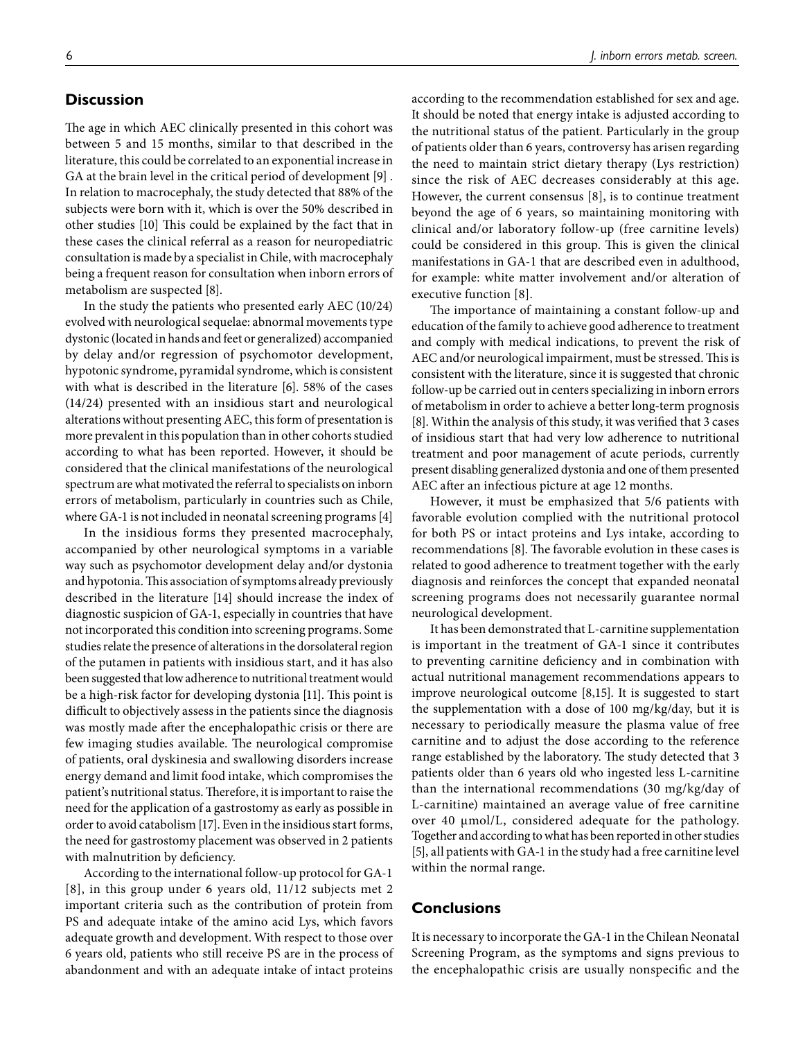## Discussion

The age in which AEC clinically presented in this cohort was between 5 and 15 months, similar to that described in the literature, this could be correlated to an exponential increase in GA at the brain level in the critical period of development [9] . In relation to macrocephaly, the study detected that 88% of the subjects were born with it, which is over the 50% described in other studies [10] This could be explained by the fact that in these cases the clinical referral as a reason for neuropediatric consultation is made by a specialist in Chile, with macrocephaly being a frequent reason for consultation when inborn errors of metabolism are suspected [8].

In the study the patients who presented early AEC (10/24) evolved with neurological sequelae: abnormal movements type dystonic (located in hands and feet or generalized) accompanied by delay and/or regression of psychomotor development, hypotonic syndrome, pyramidal syndrome, which is consistent with what is described in the literature [6]. 58% of the cases (14/24) presented with an insidious start and neurological alterations without presenting AEC, this form of presentation is more prevalent in this population than in other cohorts studied according to what has been reported. However, it should be considered that the clinical manifestations of the neurological spectrum are what motivated the referral to specialists on inborn errors of metabolism, particularly in countries such as Chile, where GA-1 is not included in neonatal screening programs [4]

In the insidious forms they presented macrocephaly, accompanied by other neurological symptoms in a variable way such as psychomotor development delay and/or dystonia and hypotonia. This association of symptoms already previously described in the literature [14] should increase the index of diagnostic suspicion of GA-1, especially in countries that have not incorporated this condition into screening programs. Some studies relate the presence of alterations in the dorsolateral region of the putamen in patients with insidious start, and it has also been suggested that low adherence to nutritional treatment would be a high-risk factor for developing dystonia [11]. This point is difficult to objectively assess in the patients since the diagnosis was mostly made after the encephalopathic crisis or there are few imaging studies available. The neurological compromise of patients, oral dyskinesia and swallowing disorders increase energy demand and limit food intake, which compromises the patient's nutritional status. Therefore, it is important to raise the need for the application of a gastrostomy as early as possible in order to avoid catabolism [17]. Even in the insidious start forms, the need for gastrostomy placement was observed in 2 patients with malnutrition by deficiency.

According to the international follow-up protocol for GA-1 [8], in this group under 6 years old, 11/12 subjects met 2 important criteria such as the contribution of protein from PS and adequate intake of the amino acid Lys, which favors adequate growth and development. With respect to those over 6 years old, patients who still receive PS are in the process of abandonment and with an adequate intake of intact proteins according to the recommendation established for sex and age. It should be noted that energy intake is adjusted according to the nutritional status of the patient. Particularly in the group of patients older than 6 years, controversy has arisen regarding the need to maintain strict dietary therapy (Lys restriction) since the risk of AEC decreases considerably at this age. However, the current consensus [8], is to continue treatment beyond the age of 6 years, so maintaining monitoring with clinical and/or laboratory follow-up (free carnitine levels) could be considered in this group. This is given the clinical manifestations in GA-1 that are described even in adulthood, for example: white matter involvement and/or alteration of executive function [8].

The importance of maintaining a constant follow-up and education of the family to achieve good adherence to treatment and comply with medical indications, to prevent the risk of AEC and/or neurological impairment, must be stressed. This is consistent with the literature, since it is suggested that chronic follow-up be carried out in centers specializing in inborn errors of metabolism in order to achieve a better long-term prognosis [8]. Within the analysis of this study, it was verified that 3 cases of insidious start that had very low adherence to nutritional treatment and poor management of acute periods, currently present disabling generalized dystonia and one of them presented AEC after an infectious picture at age 12 months.

However, it must be emphasized that 5/6 patients with favorable evolution complied with the nutritional protocol for both PS or intact proteins and Lys intake, according to recommendations [8]. The favorable evolution in these cases is related to good adherence to treatment together with the early diagnosis and reinforces the concept that expanded neonatal screening programs does not necessarily guarantee normal neurological development.

It has been demonstrated that L-carnitine supplementation is important in the treatment of GA-1 since it contributes to preventing carnitine deficiency and in combination with actual nutritional management recommendations appears to improve neurological outcome [8,15]. It is suggested to start the supplementation with a dose of 100 mg/kg/day, but it is necessary to periodically measure the plasma value of free carnitine and to adjust the dose according to the reference range established by the laboratory. The study detected that 3 patients older than 6 years old who ingested less L-carnitine than the international recommendations (30 mg/kg/day of L-carnitine) maintained an average value of free carnitine over 40 μmol/L, considered adequate for the pathology. Together and according to what has been reported in other studies [5], all patients with GA-1 in the study had a free carnitine level within the normal range.

## Conclusions

It is necessary to incorporate the GA-1 in the Chilean Neonatal Screening Program, as the symptoms and signs previous to the encephalopathic crisis are usually nonspecific and the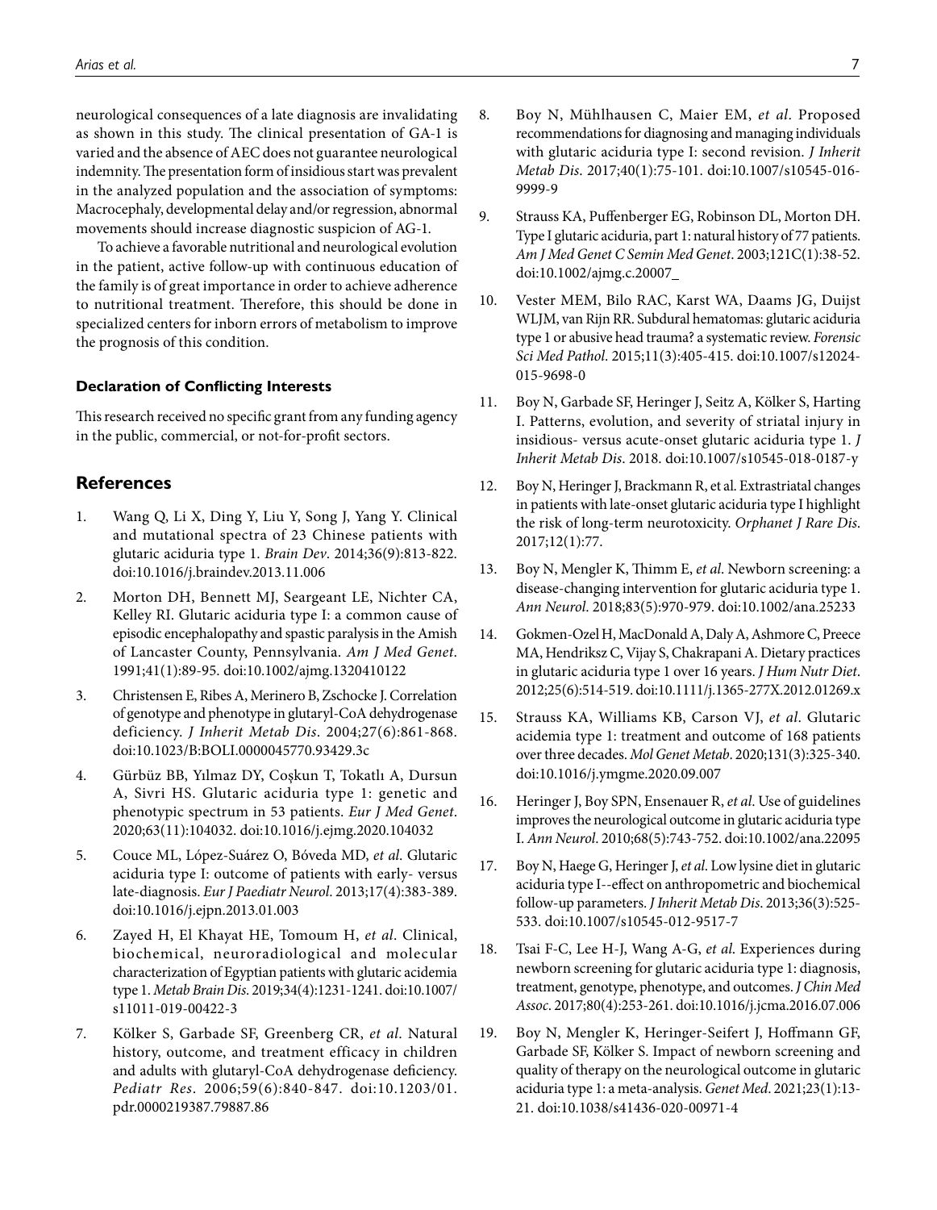neurological consequences of a late diagnosis are invalidating as shown in this study. The clinical presentation of GA-1 is varied and the absence of AEC does not guarantee neurological indemnity. The presentation form of insidious start was prevalent in the analyzed population and the association of symptoms: Macrocephaly, developmental delay and/or regression, abnormal movements should increase diagnostic suspicion of AG-1.

To achieve a favorable nutritional and neurological evolution in the patient, active follow-up with continuous education of the family is of great importance in order to achieve adherence to nutritional treatment. Therefore, this should be done in specialized centers for inborn errors of metabolism to improve the prognosis of this condition.

### Declaration of Conflicting Interests

This research received no specific grant from any funding agency in the public, commercial, or not-for-profit sectors.

## References

1. Wang Q, Li X, Ding Y, Liu Y, Song J, Yang Y. Clinical and mutational spectra of 23 Chinese patients with glutaric aciduria type 1. *Brain Dev*. 2014;36(9):813-822. doi:10.1016/j.braindev.2013.11.006
2. Morton DH, Bennett MJ, Seargeant LE, Nichter CA, Kelley RI. Glutaric aciduria type I: a common cause of episodic encephalopathy and spastic paralysis in the Amish of Lancaster County, Pennsylvania. *Am J Med Genet*. 1991;41(1):89-95. doi:10.1002/ajmg.1320410122
3. Christensen E, Ribes A, Merinero B, Zschocke J. Correlation of genotype and phenotype in glutaryl-CoA dehydrogenase deficiency. *J Inherit Metab Dis*. 2004;27(6):861-868. doi:10.1023/B:BOLI.0000045770.93429.3c
4. Gürbüz BB, Yılmaz DY, Coşkun T, Tokatlı A, Dursun A, Sivri HS. Glutaric aciduria type 1: genetic and phenotypic spectrum in 53 patients. *Eur J Med Genet*. 2020;63(11):104032. doi:10.1016/j.ejmg.2020.104032
5. Couce ML, López-Suárez O, Bóveda MD, *et al*. Glutaric aciduria type I: outcome of patients with early- versus late-diagnosis. *Eur J Paediatr Neurol*. 2013;17(4):383-389. doi:10.1016/j.ejpn.2013.01.003
6. Zayed H, El Khayat HE, Tomoum H, *et al*. Clinical, biochemical, neuroradiological and molecular characterization of Egyptian patients with glutaric acidemia type 1. *Metab Brain Dis*. 2019;34(4):1231-1241. doi:10.1007/s11011-019-00422-3
7. Kölker S, Garbade SF, Greenberg CR, *et al*. Natural history, outcome, and treatment efficacy in children and adults with glutaryl-CoA dehydrogenase deficiency. *Pediatr Res*. 2006;59(6):840-847. doi:10.1203/01.pdr.0000219387.79887.86
8. Boy N, Mühlhausen C, Maier EM, *et al*. Proposed recommendations for diagnosing and managing individuals with glutaric aciduria type I: second revision. *J Inherit Metab Dis*. 2017;40(1):75-101. doi:10.1007/s10545-016-9999-9
9. Strauss KA, Puffenberger EG, Robinson DL, Morton DH. Type I glutaric aciduria, part 1: natural history of 77 patients. *Am J Med Genet C Semin Med Genet*. 2003;121C(1):38-52. doi:10.1002/ajmg.c.20007_
10. Vester MEM, Bilo RAC, Karst WA, Daams JG, Duijst WLJM, van Rijn RR. Subdural hematomas: glutaric aciduria type 1 or abusive head trauma? a systematic review. *Forensic Sci Med Pathol*. 2015;11(3):405-415. doi:10.1007/s12024-015-9698-0
11. Boy N, Garbade SF, Heringer J, Seitz A, Kölker S, Harting I. Patterns, evolution, and severity of striatal injury in insidious- versus acute-onset glutaric aciduria type 1. *J Inherit Metab Dis*. 2018. doi:10.1007/s10545-018-0187-y
12. Boy N, Heringer J, Brackmann R, et al. Extrastriatal changes in patients with late-onset glutaric aciduria type I highlight the risk of long-term neurotoxicity. *Orphanet J Rare Dis*. 2017;12(1):77.
13. Boy N, Mengler K, Thimm E, *et al*. Newborn screening: a disease-changing intervention for glutaric aciduria type 1. *Ann Neurol*. 2018;83(5):970-979. doi:10.1002/ana.25233
14. Gokmen-Ozel H, MacDonald A, Daly A, Ashmore C, Preece MA, Hendriksz C, Vijay S, Chakrapani A. Dietary practices in glutaric aciduria type 1 over 16 years. *J Hum Nutr Diet*. 2012;25(6):514-519. doi:10.1111/j.1365-277X.2012.01269.x
15. Strauss KA, Williams KB, Carson VJ, *et al*. Glutaric acidemia type 1: treatment and outcome of 168 patients over three decades. *Mol Genet Metab*. 2020;131(3):325-340. doi:10.1016/j.ymgme.2020.09.007
16. Heringer J, Boy SPN, Ensenauer R, *et al*. Use of guidelines improves the neurological outcome in glutaric aciduria type I. *Ann Neurol*. 2010;68(5):743-752. doi:10.1002/ana.22095
17. Boy N, Haege G, Heringer J, *et al*. Low lysine diet in glutaric aciduria type I--effect on anthropometric and biochemical follow-up parameters. *J Inherit Metab Dis*. 2013;36(3):525-533. doi:10.1007/s10545-012-9517-7
18. Tsai F-C, Lee H-J, Wang A-G, *et al*. Experiences during newborn screening for glutaric aciduria type 1: diagnosis, treatment, genotype, phenotype, and outcomes. *J Chin Med Assoc*. 2017;80(4):253-261. doi:10.1016/j.jcma.2016.07.006
19. Boy N, Mengler K, Heringer-Seifert J, Hoffmann GF, Garbade SF, Kölker S. Impact of newborn screening and quality of therapy on the neurological outcome in glutaric aciduria type 1: a meta-analysis. *Genet Med*. 2021;23(1):13-21. doi:10.1038/s41436-020-00971-4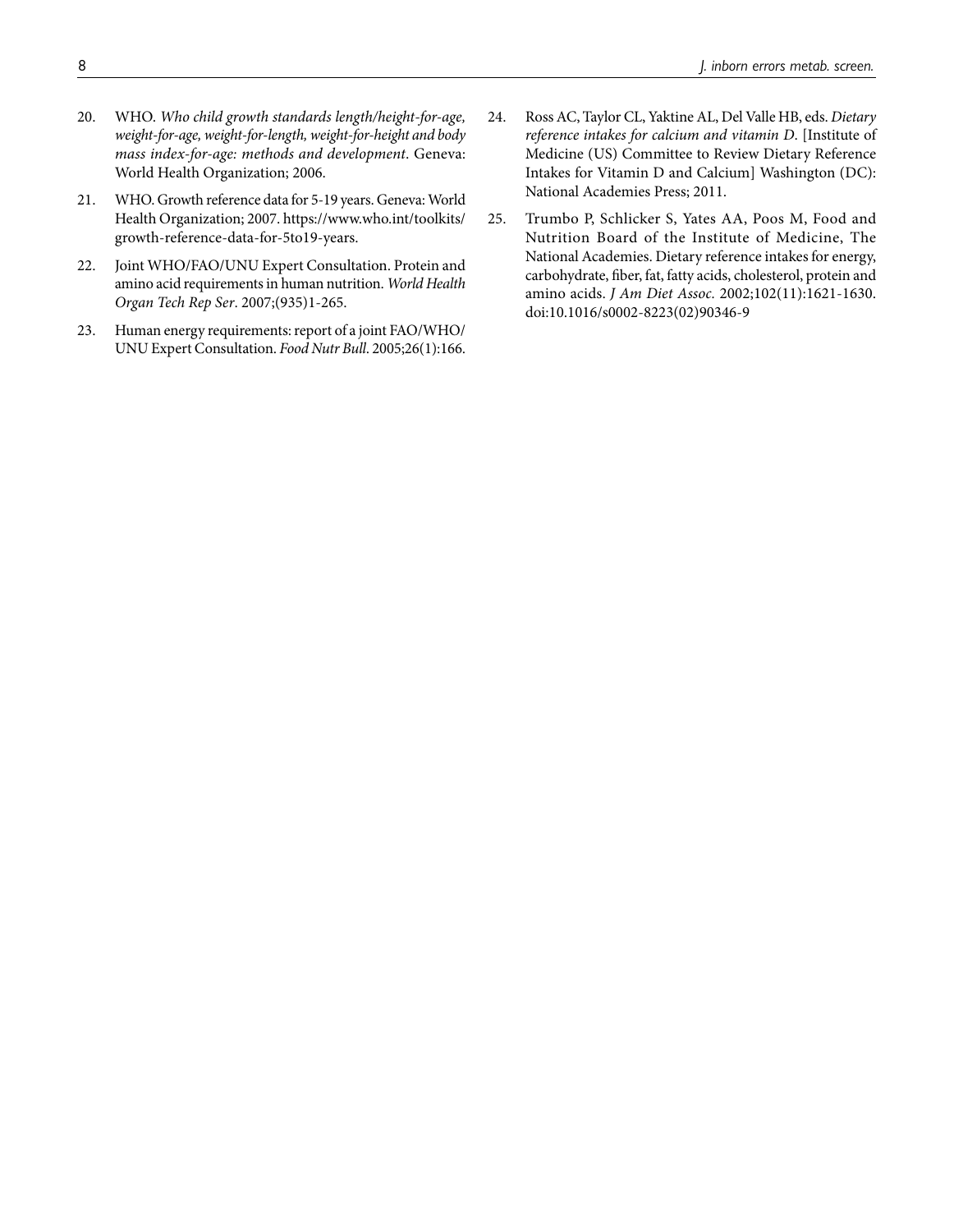20. WHO. *Who child growth standards length/height-for-age, weight-for-age, weight-for-length, weight-for-height and body mass index-for-age: methods and development*. Geneva: World Health Organization; 2006.

21. WHO. Growth reference data for 5-19 years. Geneva: World Health Organization; 2007. https://www.who.int/toolkits/growth-reference-data-for-5to19-years.

22. Joint WHO/FAO/UNU Expert Consultation. Protein and amino acid requirements in human nutrition. *World Health Organ Tech Rep Ser*. 2007;(935)1-265.

23. Human energy requirements: report of a joint FAO/WHO/UNU Expert Consultation. *Food Nutr Bull*. 2005;26(1):166.

24. Ross AC, Taylor CL, Yaktine AL, Del Valle HB, eds. *Dietary reference intakes for calcium and vitamin D*. [Institute of Medicine (US) Committee to Review Dietary Reference Intakes for Vitamin D and Calcium] Washington (DC): National Academies Press; 2011.

25. Trumbo P, Schlicker S, Yates AA, Poos M, Food and Nutrition Board of the Institute of Medicine, The National Academies. Dietary reference intakes for energy, carbohydrate, fiber, fat, fatty acids, cholesterol, protein and amino acids. *J Am Diet Assoc*. 2002;102(11):1621-1630. doi:10.1016/s0002-8223(02)90346-9